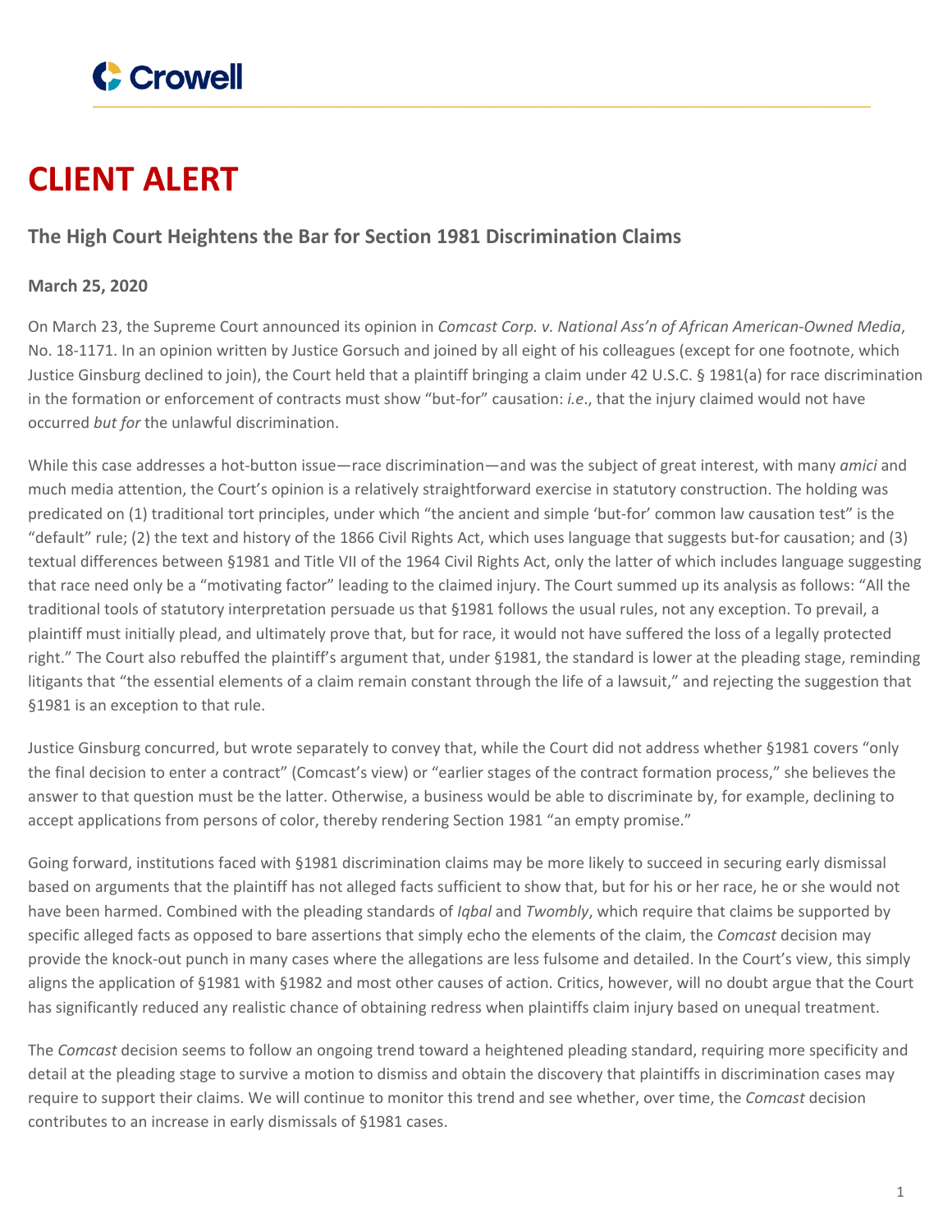Crowell

# CLIENT ALERT

## The High Court Heightens the Bar for Section 1981 Discrimination Claims

**March 25, 2020**

On March 23, the Supreme Court announced its opinion in *Comcast Corp. v. National Ass'n of African American-Owned Media*, No. 18-1171. In an opinion written by Justice Gorsuch and joined by all eight of his colleagues (except for one footnote, which Justice Ginsburg declined to join), the Court held that a plaintiff bringing a claim under 42 U.S.C. § 1981(a) for race discrimination in the formation or enforcement of contracts must show "but-for" causation: *i.e.*, that the injury claimed would not have occurred *but for* the unlawful discrimination.

While this case addresses a hot-button issue—race discrimination—and was the subject of great interest, with many *amici* and much media attention, the Court's opinion is a relatively straightforward exercise in statutory construction. The holding was predicated on (1) traditional tort principles, under which "the ancient and simple 'but-for' common law causation test" is the "default" rule; (2) the text and history of the 1866 Civil Rights Act, which uses language that suggests but-for causation; and (3) textual differences between §1981 and Title VII of the 1964 Civil Rights Act, only the latter of which includes language suggesting that race need only be a "motivating factor" leading to the claimed injury. The Court summed up its analysis as follows: "All the traditional tools of statutory interpretation persuade us that §1981 follows the usual rules, not any exception. To prevail, a plaintiff must initially plead, and ultimately prove that, but for race, it would not have suffered the loss of a legally protected right." The Court also rebuffed the plaintiff's argument that, under §1981, the standard is lower at the pleading stage, reminding litigants that "the essential elements of a claim remain constant through the life of a lawsuit," and rejecting the suggestion that §1981 is an exception to that rule.

Justice Ginsburg concurred, but wrote separately to convey that, while the Court did not address whether §1981 covers "only the final decision to enter a contract" (Comcast's view) or "earlier stages of the contract formation process," she believes the answer to that question must be the latter. Otherwise, a business would be able to discriminate by, for example, declining to accept applications from persons of color, thereby rendering Section 1981 "an empty promise."

Going forward, institutions faced with §1981 discrimination claims may be more likely to succeed in securing early dismissal based on arguments that the plaintiff has not alleged facts sufficient to show that, but for his or her race, he or she would not have been harmed. Combined with the pleading standards of *Iqbal* and *Twombly*, which require that claims be supported by specific alleged facts as opposed to bare assertions that simply echo the elements of the claim, the *Comcast* decision may provide the knock-out punch in many cases where the allegations are less fulsome and detailed. In the Court's view, this simply aligns the application of §1981 with §1982 and most other causes of action. Critics, however, will no doubt argue that the Court has significantly reduced any realistic chance of obtaining redress when plaintiffs claim injury based on unequal treatment.

The *Comcast* decision seems to follow an ongoing trend toward a heightened pleading standard, requiring more specificity and detail at the pleading stage to survive a motion to dismiss and obtain the discovery that plaintiffs in discrimination cases may require to support their claims. We will continue to monitor this trend and see whether, over time, the *Comcast* decision contributes to an increase in early dismissals of §1981 cases.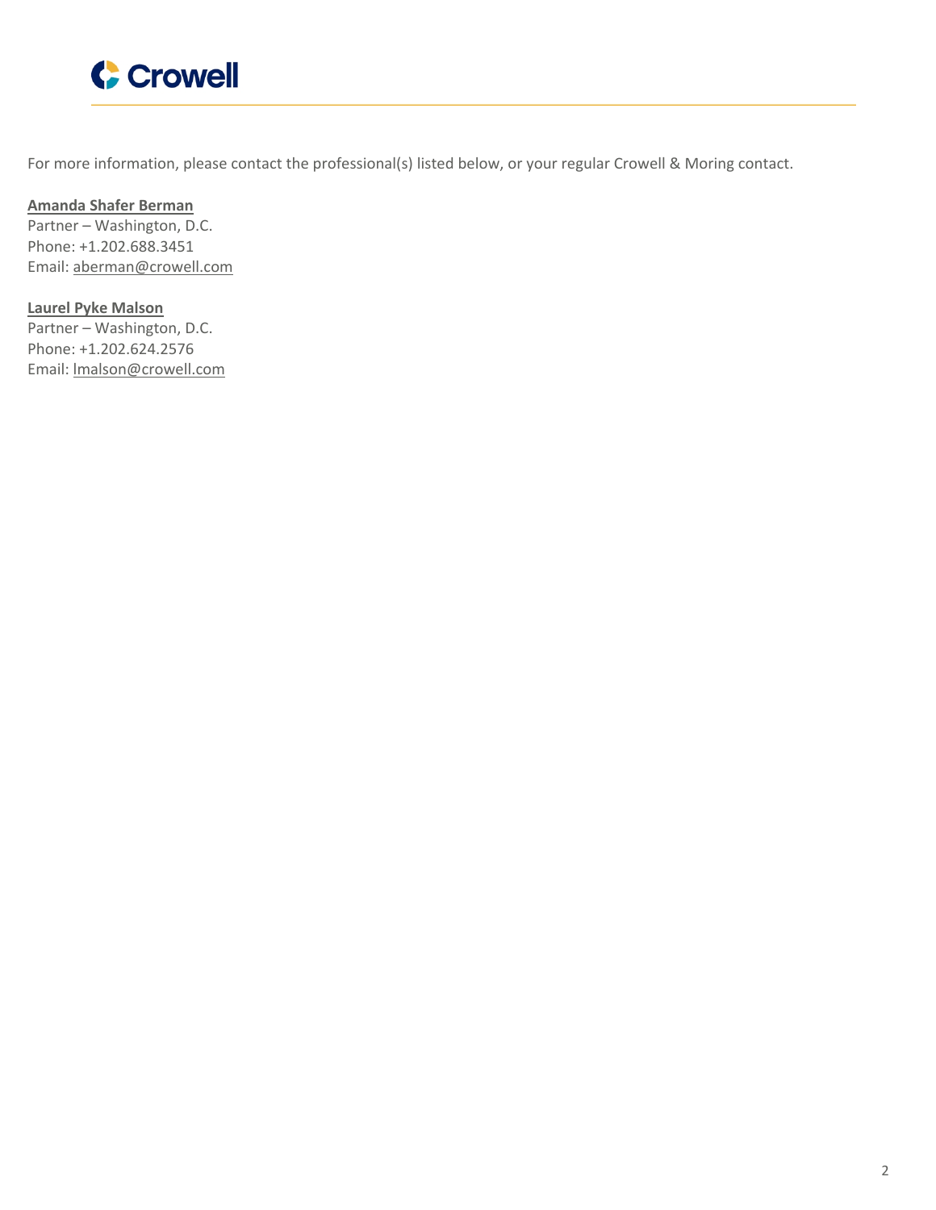For more information, please contact the professional(s) listed below, or your regular Crowell & Moring contact.

**Amanda Shafer Berman**
Partner – Washington, D.C.
Phone: +1.202.688.3451
Email: aberman@crowell.com

**Laurel Pyke Malson**
Partner – Washington, D.C.
Phone: +1.202.624.2576
Email: lmalson@crowell.com